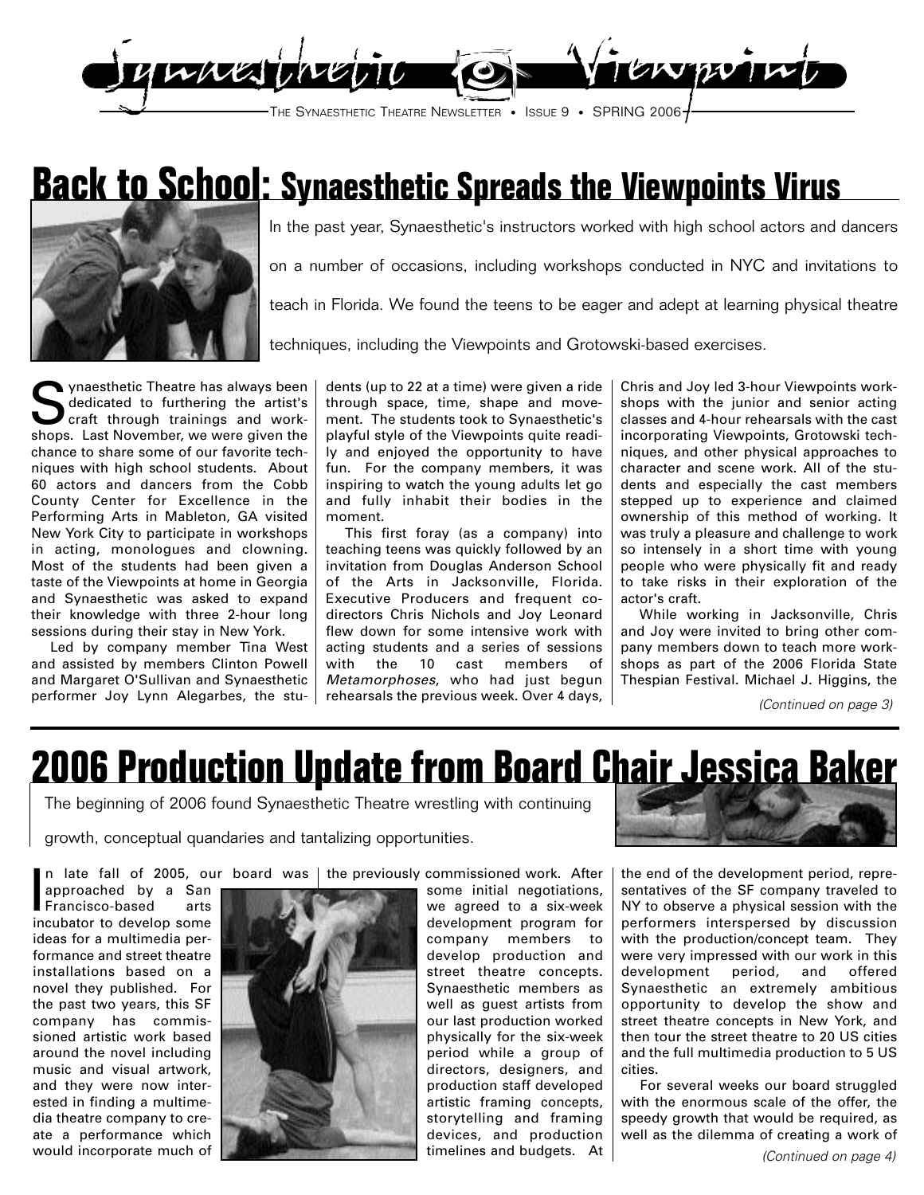# Synaesthetic Viewpoint

THE SYNAESTHETIC THEATRE NEWSLETTER • ISSUE 9 • SPRING 2006

## Back to School: Synaesthetic Spreads the Viewpoints Virus

In the past year, Synaesthetic's instructors worked with high school actors and dancers on a number of occasions, including workshops conducted in NYC and invitations to teach in Florida. We found the teens to be eager and adept at learning physical theatre techniques, including the Viewpoints and Grotowski-based exercises.

Synaesthetic Theatre has always been dedicated to furthering the artist's craft through trainings and workshops. Last November, we were given the chance to share some of our favorite techniques with high school students. About 60 actors and dancers from the Cobb County Center for Excellence in the Performing Arts in Mableton, GA visited New York City to participate in workshops in acting, monologues and clowning. Most of the students had been given a taste of the Viewpoints at home in Georgia and Synaesthetic was asked to expand their knowledge with three 2-hour long sessions during their stay in New York.

Led by company member Tina West and assisted by members Clinton Powell and Margaret O'Sullivan and Synaesthetic performer Joy Lynn Alegarbes, the students (up to 22 at a time) were given a ride through space, time, shape and movement. The students took to Synaesthetic's playful style of the Viewpoints quite readily and enjoyed the opportunity to have fun. For the company members, it was inspiring to watch the young adults let go and fully inhabit their bodies in the moment.

This first foray (as a company) into teaching teens was quickly followed by an invitation from Douglas Anderson School of the Arts in Jacksonville, Florida. Executive Producers and frequent co-directors Chris Nichols and Joy Leonard flew down for some intensive work with acting students and a series of sessions with the 10 cast members of *Metamorphoses*, who had just begun rehearsals the previous week. Over 4 days, Chris and Joy led 3-hour Viewpoints workshops with the junior and senior acting classes and 4-hour rehearsals with the cast incorporating Viewpoints, Grotowski techniques, and other physical approaches to character and scene work. All of the students and especially the cast members stepped up to experience and claimed ownership of this method of working. It was truly a pleasure and challenge to work so intensely in a short time with young people who were physically fit and ready to take risks in their exploration of the actor's craft.

While working in Jacksonville, Chris and Joy were invited to bring other company members down to teach more workshops as part of the 2006 Florida State Thespian Festival. Michael J. Higgins, the

*(Continued on page 3)*

## 2006 Production Update from Board Chair Jessica Baker

The beginning of 2006 found Synaesthetic Theatre wrestling with continuing growth, conceptual quandaries and tantalizing opportunities.

In late fall of 2005, our board was approached by a San Francisco-based arts incubator to develop some ideas for a multimedia performance and street theatre installations based on a novel they published. For the past two years, this SF company has commissioned artistic work based around the novel including music and visual artwork, and they were now interested in finding a multimedia theatre company to create a performance which would incorporate much of the previously commissioned work. After some initial negotiations, we agreed to a six-week development program for company members to develop production and street theatre concepts. Synaesthetic members as well as guest artists from our last production worked physically for the six-week period while a group of directors, designers, and production staff developed artistic framing concepts, storytelling and framing devices, and production timelines and budgets. At the end of the development period, representatives of the SF company traveled to NY to observe a physical session with the performers interspersed by discussion with the production/concept team. They were very impressed with our work in this development period, and offered Synaesthetic an extremely ambitious opportunity to develop the show and street theatre concepts in New York, and then tour the street theatre to 20 US cities and the full multimedia production to 5 US cities.

For several weeks our board struggled with the enormous scale of the offer, the speedy growth that would be required, as well as the dilemma of creating a work of

*(Continued on page 4)*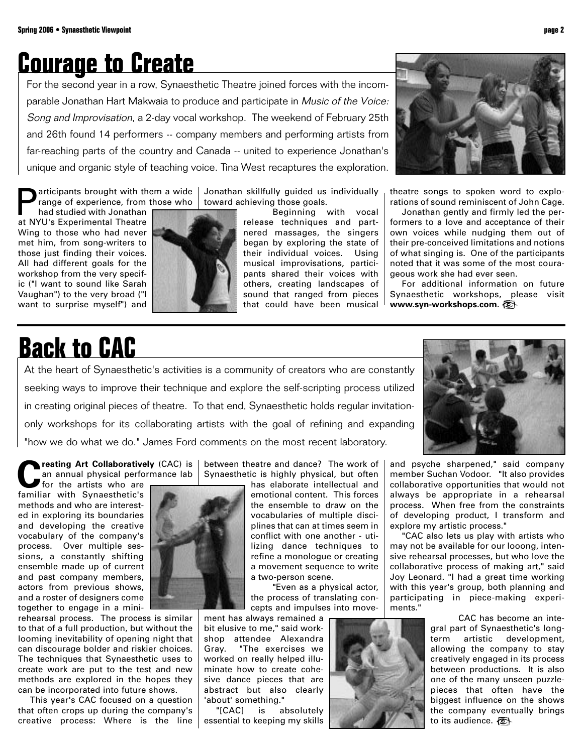# Courage to Create

For the second year in a row, Synaesthetic Theatre joined forces with the incomparable Jonathan Hart Makwaia to produce and participate in *Music of the Voice: Song and Improvisation*, a 2-day vocal workshop. The weekend of February 25th and 26th found 14 performers -- company members and performing artists from far-reaching parts of the country and Canada -- united to experience Jonathan's unique and organic style of teaching voice. Tina West recaptures the exploration.

Participants brought with them a wide range of experience, from those who had studied with Jonathan at NYU's Experimental Theatre Wing to those who had never met him, from song-writers to those just finding their voices. All had different goals for the workshop from the very specific ("I want to sound like Sarah Vaughan") to the very broad ("I want to surprise myself") and Jonathan skillfully guided us individually toward achieving those goals.

Beginning with vocal release techniques and partnered massages, the singers began by exploring the state of their individual voices. Using musical improvisations, participants shared their voices with others, creating landscapes of sound that ranged from pieces that could have been musical theatre songs to spoken word to explorations of sound reminiscent of John Cage.

Jonathan gently and firmly led the performers to a love and acceptance of their own voices while nudging them out of their pre-conceived limitations and notions of what singing is. One of the participants noted that it was some of the most courageous work she had ever seen.

For additional information on future Synaesthetic workshops, please visit **www.syn-workshops.com**.

# Back to CAC

At the heart of Synaesthetic's activities is a community of creators who are constantly seeking ways to improve their technique and explore the self-scripting process utilized in creating original pieces of theatre. To that end, Synaesthetic holds regular invitation-only workshops for its collaborating artists with the goal of refining and expanding "how we do what we do." James Ford comments on the most recent laboratory.

**Creating Art Collaboratively** (CAC) is an annual physical performance lab for the artists who are familiar with Synaesthetic's methods and who are interested in exploring its boundaries and developing the creative vocabulary of the company's process. Over multiple sessions, a constantly shifting ensemble made up of current and past company members, actors from previous shows, and a roster of designers come together to engage in a mini-rehearsal process. The process is similar to that of a full production, but without the looming inevitability of opening night that can discourage bolder and riskier choices. The techniques that Synaesthetic uses to create work are put to the test and new methods are explored in the hopes they can be incorporated into future shows.

This year's CAC focused on a question that often crops up during the company's creative process: Where is the line between theatre and dance? The work of Synaesthetic is highly physical, but often has elaborate intellectual and emotional content. This forces the ensemble to draw on the vocabularies of multiple disciplines that can at times seem in conflict with one another - utilizing dance techniques to refine a monologue or creating a movement sequence to write a two-person scene.

"Even as a physical actor, the process of translating concepts and impulses into movement has always remained a bit elusive to me," said workshop attendee Alexandra Gray. "The exercises we worked on really helped illuminate how to create cohesive dance pieces that are abstract but also clearly 'about' something."

"[CAC] is absolutely essential to keeping my skills and psyche sharpened," said company member Suchan Vodoor. "It also provides collaborative opportunities that would not always be appropriate in a rehearsal process. When free from the constraints of developing product, I transform and explore my artistic process."

"CAC also lets us play with artists who may not be available for our looong, intensive rehearsal processes, but who love the collaborative process of making art," said Joy Leonard. "I had a great time working with this year's group, both planning and participating in piece-making experiments."

CAC has become an integral part of Synaesthetic's long-term artistic development, allowing the company to stay creatively engaged in its process between productions. It is also one of the many unseen puzzle-pieces that often have the biggest influence on the shows the company eventually brings to its audience.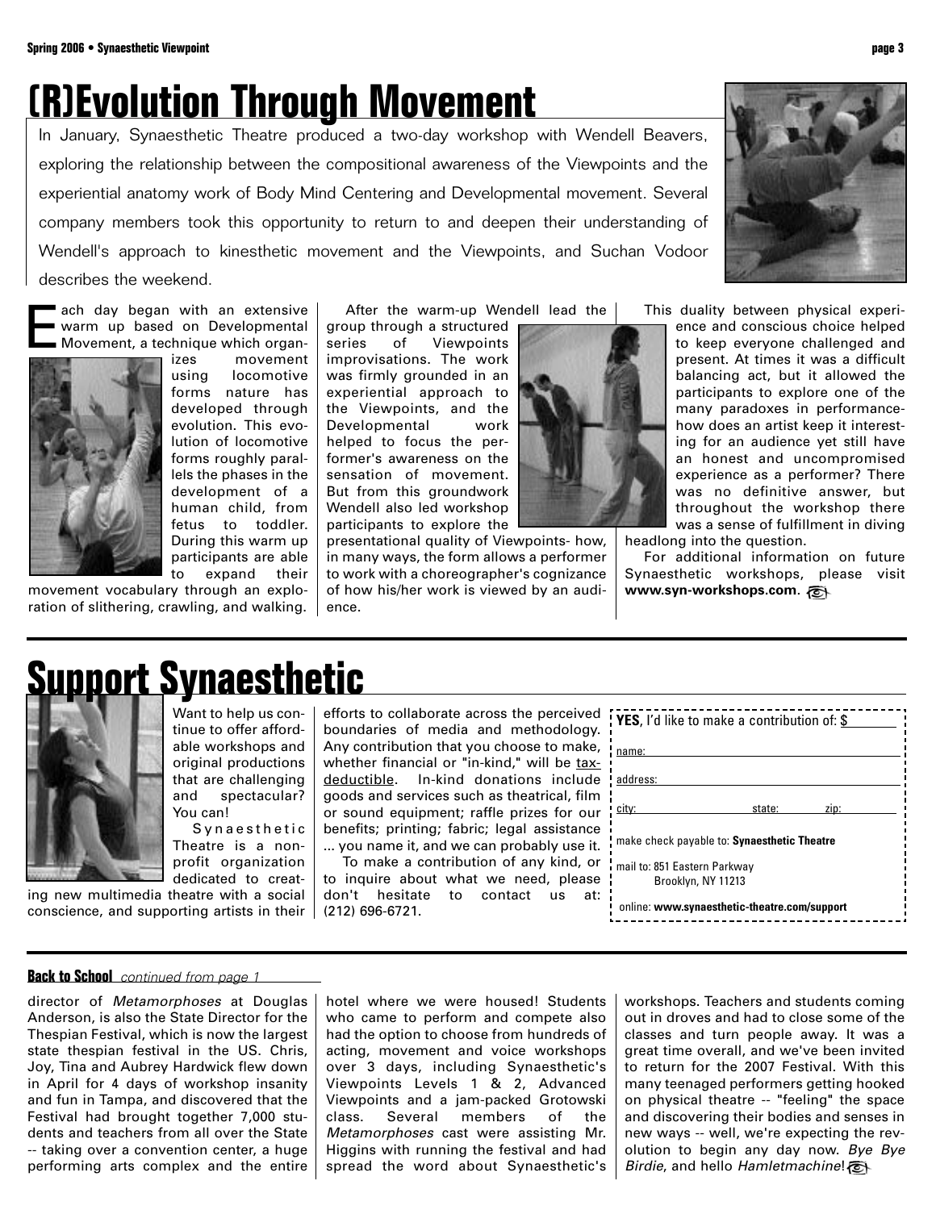# (R)Evolution Through Movement

In January, Synaesthetic Theatre produced a two-day workshop with Wendell Beavers, exploring the relationship between the compositional awareness of the Viewpoints and the experiential anatomy work of Body Mind Centering and Developmental movement. Several company members took this opportunity to return to and deepen their understanding of Wendell's approach to kinesthetic movement and the Viewpoints, and Suchan Vodoor describes the weekend.

Each day began with an extensive warm up based on Developmental Movement, a technique which organizes movement using locomotive forms nature has developed through evolution. This evolution of locomotive forms roughly parallels the phases in the development of a human child, from fetus to toddler. During this warm up participants are able to expand their movement vocabulary through an exploration of slithering, crawling, and walking.

After the warm-up Wendell lead the group through a structured series of Viewpoints improvisations. The work was firmly grounded in an experiential approach to the Viewpoints, and the Developmental work helped to focus the performer's awareness on the sensation of movement. But from this groundwork Wendell also led workshop participants to explore the presentational quality of Viewpoints- how, in many ways, the form allows a performer to work with a choreographer's cognizance of how his/her work is viewed by an audience.

This duality between physical experience and conscious choice helped to keep everyone challenged and present. At times it was a difficult balancing act, but it allowed the participants to explore one of the many paradoxes in performance- how does an artist keep it interesting for an audience yet still have an honest and uncompromised experience as a performer? There was no definitive answer, but throughout the workshop there was a sense of fulfillment in diving headlong into the question.

For additional information on future Synaesthetic workshops, please visit **www.syn-workshops.com**.

# Support Synaesthetic

Want to help us continue to offer affordable workshops and original productions that are challenging and spectacular? You can!

Synaesthetic Theatre is a non-profit organization dedicated to creating new multimedia theatre with a social conscience, and supporting artists in their efforts to collaborate across the perceived boundaries of media and methodology. Any contribution that you choose to make, whether financial or "in-kind," will be tax-deductible. In-kind donations include goods and services such as theatrical, film or sound equipment; raffle prizes for our benefits; printing; fabric; legal assistance ... you name it, and we can probably use it.

To make a contribution of any kind, or to inquire about what we need, please don't hesitate to contact us at: (212) 696-6721.

**YES**, I'd like to make a contribution of: $\_\_\_\_\_\_

name:

address:

city: state: zip:

make check payable to: **Synaesthetic Theatre**

mail to: 851 Eastern Parkway
Brooklyn, NY 11213

online: **www.synaesthetic-theatre.com/support**

## Back to School *continued from page 1*

director of *Metamorphoses* at Douglas Anderson, is also the State Director for the Thespian Festival, which is now the largest state thespian festival in the US. Chris, Joy, Tina and Aubrey Hardwick flew down in April for 4 days of workshop insanity and fun in Tampa, and discovered that the Festival had brought together 7,000 students and teachers from all over the State -- taking over a convention center, a huge performing arts complex and the entire hotel where we were housed! Students who came to perform and compete also had the option to choose from hundreds of acting, movement and voice workshops over 3 days, including Synaesthetic's Viewpoints Levels 1 & 2, Advanced Viewpoints and a jam-packed Grotowski class. Several members of the *Metamorphoses* cast were assisting Mr. Higgins with running the festival and had spread the word about Synaesthetic's workshops. Teachers and students coming out in droves and had to close some of the classes and turn people away. It was a great time overall, and we've been invited to return for the 2007 Festival. With this many teenaged performers getting hooked on physical theatre -- "feeling" the space and discovering their bodies and senses in new ways -- well, we're expecting the revolution to begin any day now. *Bye Bye Birdie*, and hello *Hamletmachine*!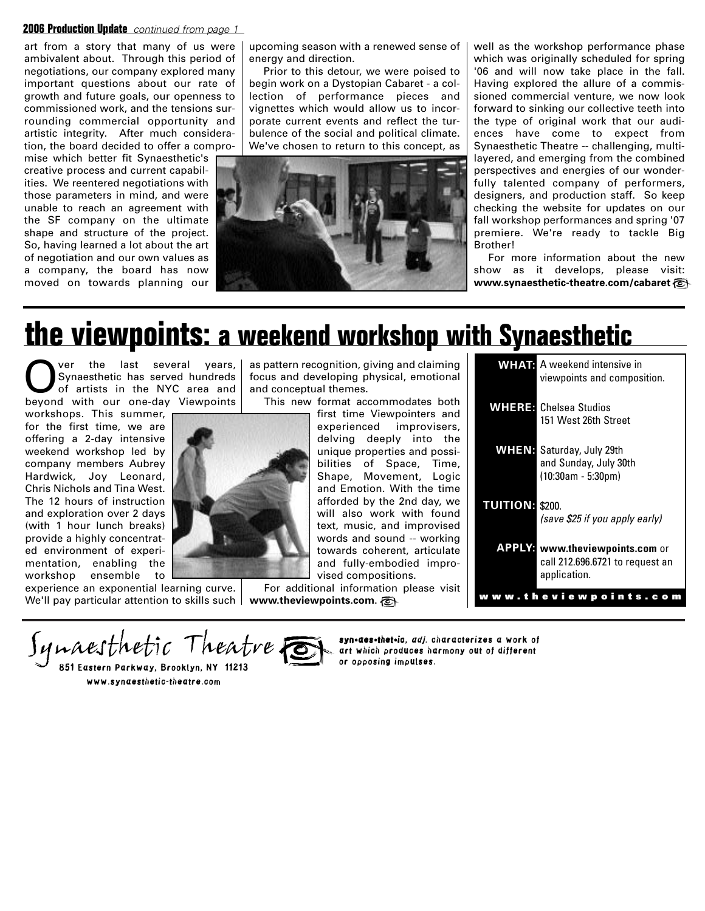**2006 Production Update** *continued from page 1*

art from a story that many of us were ambivalent about. Through this period of negotiations, our company explored many important questions about our rate of growth and future goals, our openness to commissioned work, and the tensions surrounding commercial opportunity and artistic integrity. After much consideration, the board decided to offer a compromise which better fit Synaesthetic's creative process and current capabilities. We reentered negotiations with those parameters in mind, and were unable to reach an agreement with the SF company on the ultimate shape and structure of the project. So, having learned a lot about the art of negotiation and our own values as a company, the board has now moved on towards planning our upcoming season with a renewed sense of energy and direction.

Prior to this detour, we were poised to begin work on a Dystopian Cabaret - a collection of performance pieces and vignettes which would allow us to incorporate current events and reflect the turbulence of the social and political climate. We've chosen to return to this concept, as well as the workshop performance phase which was originally scheduled for spring '06 and will now take place in the fall. Having explored the allure of a commissioned commercial venture, we now look forward to sinking our collective teeth into the type of original work that our audiences have come to expect from Synaesthetic Theatre -- challenging, multi-layered, and emerging from the combined perspectives and energies of our wonderfully talented company of performers, designers, and production staff. So keep checking the website for updates on our fall workshop performances and spring '07 premiere. We're ready to tackle Big Brother!

For more information about the new show as it develops, please visit: **www.synaesthetic-theatre.com/cabaret**

# the viewpoints: a weekend workshop with Synaesthetic

Over the last several years, Synaesthetic has served hundreds of artists in the NYC area and beyond with our one-day Viewpoints workshops. This summer, for the first time, we are offering a 2-day intensive weekend workshop led by company members Aubrey Hardwick, Joy Leonard, Chris Nichols and Tina West. The 12 hours of instruction and exploration over 2 days (with 1 hour lunch breaks) provide a highly concentrated environment of experimentation, enabling the workshop ensemble to experience an exponential learning curve. We'll pay particular attention to skills such as pattern recognition, giving and claiming focus and developing physical, emotional and conceptual themes.

This new format accommodates both first time Viewpointers and experienced improvisers, delving deeply into the unique properties and possibilities of Space, Time, Shape, Movement, Logic and Emotion. With the time afforded by the 2nd day, we will also work with found text, music, and improvised words and sound -- working towards coherent, articulate and fully-embodied improvised compositions.

For additional information please visit **www.theviewpoints.com**.

| | |
|---|---|
| **WHAT:** | A weekend intensive in viewpoints and composition. |
| **WHERE:** | Chelsea Studios 151 West 26th Street |
| **WHEN:** | Saturday, July 29th and Sunday, July 30th (10:30am - 5:30pm) |
| **TUITION:** | $200. *(save $25 if you apply early)* |
| **APPLY:** | **www.theviewpoints.com** or call 212.696.6721 to request an application. |

**www.theviewpoints.com**

Synaesthetic Theatre
851 Eastern Parkway, Brooklyn, NY 11213
www.synaesthetic-theatre.com

*syn•aes•thet•ic, adj. characterizes a work of art which produces harmony out of different or opposing impulses.*